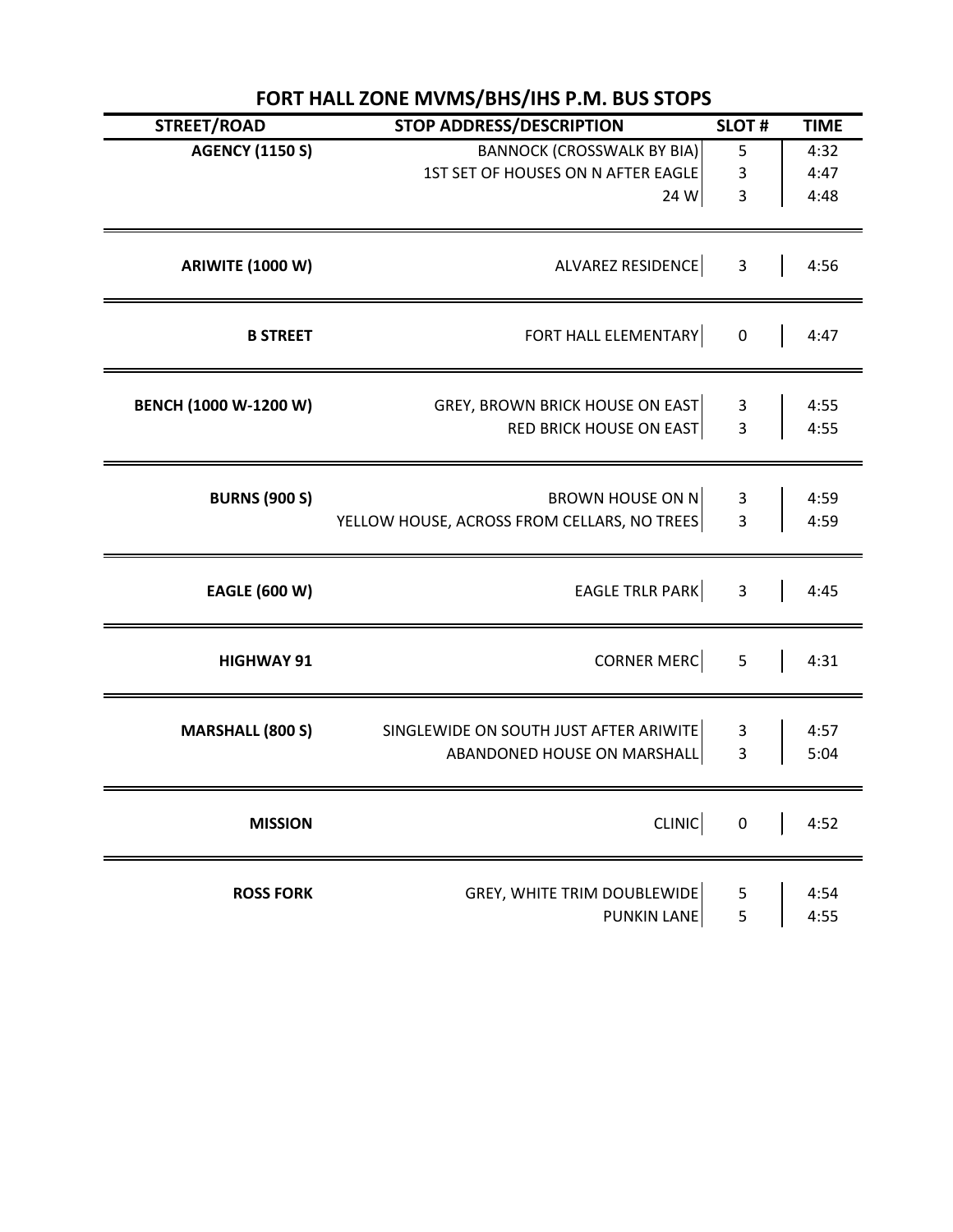# FORT HALL ZONE MVMS/BHS/IHS P.M. BUS STOPS

| STREET/ROAD | STOP ADDRESS/DESCRIPTION | SLOT # | TIME |
|---|---|---|---|
| AGENCY (1150 S) | BANNOCK (CROSSWALK BY BIA) | 5 | 4:32 |
| | 1ST SET OF HOUSES ON N AFTER EAGLE | 3 | 4:47 |
| | 24 W | 3 | 4:48 |
| ARIWITE (1000 W) | ALVAREZ RESIDENCE | 3 | 4:56 |
| B STREET | FORT HALL ELEMENTARY | 0 | 4:47 |
| BENCH (1000 W-1200 W) | GREY, BROWN BRICK HOUSE ON EAST | 3 | 4:55 |
| | RED BRICK HOUSE ON EAST | 3 | 4:55 |
| BURNS (900 S) | BROWN HOUSE ON N | 3 | 4:59 |
| | YELLOW HOUSE, ACROSS FROM CELLARS, NO TREES | 3 | 4:59 |
| EAGLE (600 W) | EAGLE TRLR PARK | 3 | 4:45 |
| HIGHWAY 91 | CORNER MERC | 5 | 4:31 |
| MARSHALL (800 S) | SINGLEWIDE ON SOUTH JUST AFTER ARIWITE | 3 | 4:57 |
| | ABANDONED HOUSE ON MARSHALL | 3 | 5:04 |
| MISSION | CLINIC | 0 | 4:52 |
| ROSS FORK | GREY, WHITE TRIM DOUBLEWIDE | 5 | 4:54 |
| | PUNKIN LANE | 5 | 4:55 |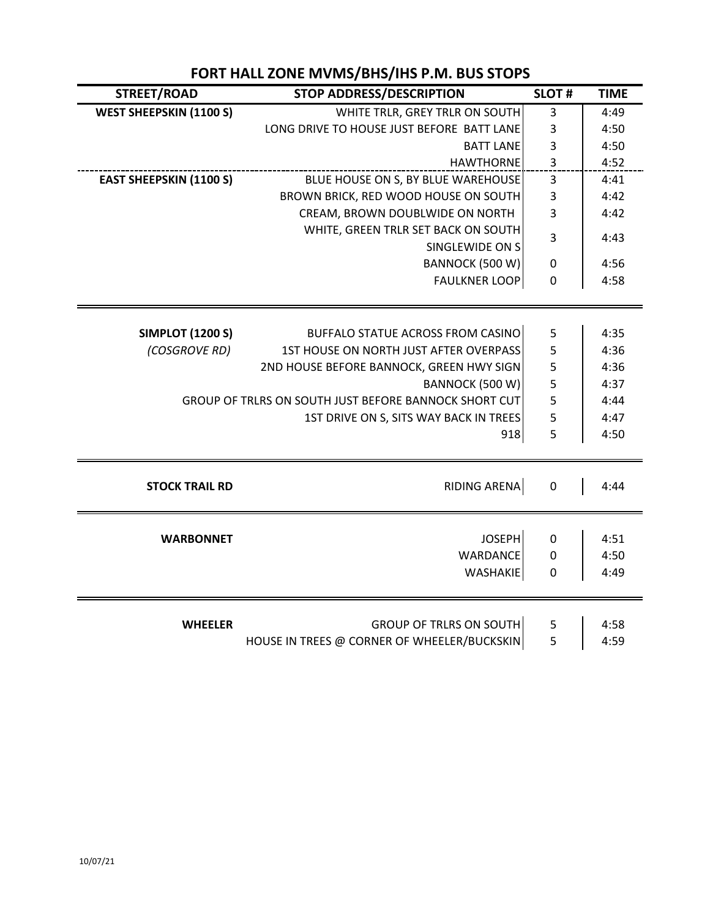## FORT HALL ZONE MVMS/BHS/IHS P.M. BUS STOPS

| STREET/ROAD | STOP ADDRESS/DESCRIPTION | SLOT # | TIME |
|---|---|---|---|
| **WEST SHEEPSKIN (1100 S)** | WHITE TRLR, GREY TRLR ON SOUTH | 3 | 4:49 |
| | LONG DRIVE TO HOUSE JUST BEFORE BATT LANE | 3 | 4:50 |
| | BATT LANE | 3 | 4:50 |
| | HAWTHORNE | 3 | 4:52 |
| **EAST SHEEPSKIN (1100 S)** | BLUE HOUSE ON S, BY BLUE WAREHOUSE | 3 | 4:41 |
| | BROWN BRICK, RED WOOD HOUSE ON SOUTH | 3 | 4:42 |
| | CREAM, BROWN DOUBLWIDE ON NORTH | 3 | 4:42 |
| | WHITE, GREEN TRLR SET BACK ON SOUTH SINGLEWIDE ON S | 3 | 4:43 |
| | BANNOCK (500 W) | 0 | 4:56 |
| | FAULKNER LOOP | 0 | 4:58 |
| **SIMPLOT (1200 S)** | BUFFALO STATUE ACROSS FROM CASINO | 5 | 4:35 |
| *(COSGROVE RD)* | 1ST HOUSE ON NORTH JUST AFTER OVERPASS | 5 | 4:36 |
| | 2ND HOUSE BEFORE BANNOCK, GREEN HWY SIGN | 5 | 4:36 |
| | BANNOCK (500 W) | 5 | 4:37 |
| | GROUP OF TRLRS ON SOUTH JUST BEFORE BANNOCK SHORT CUT | 5 | 4:44 |
| | 1ST DRIVE ON S, SITS WAY BACK IN TREES | 5 | 4:47 |
| | 918 | 5 | 4:50 |
| **STOCK TRAIL RD** | RIDING ARENA | 0 | 4:44 |
| **WARBONNET** | JOSEPH | 0 | 4:51 |
| | WARDANCE | 0 | 4:50 |
| | WASHAKIE | 0 | 4:49 |
| **WHEELER** | GROUP OF TRLRS ON SOUTH | 5 | 4:58 |
| | HOUSE IN TREES @ CORNER OF WHEELER/BUCKSKIN | 5 | 4:59 |

10/07/21